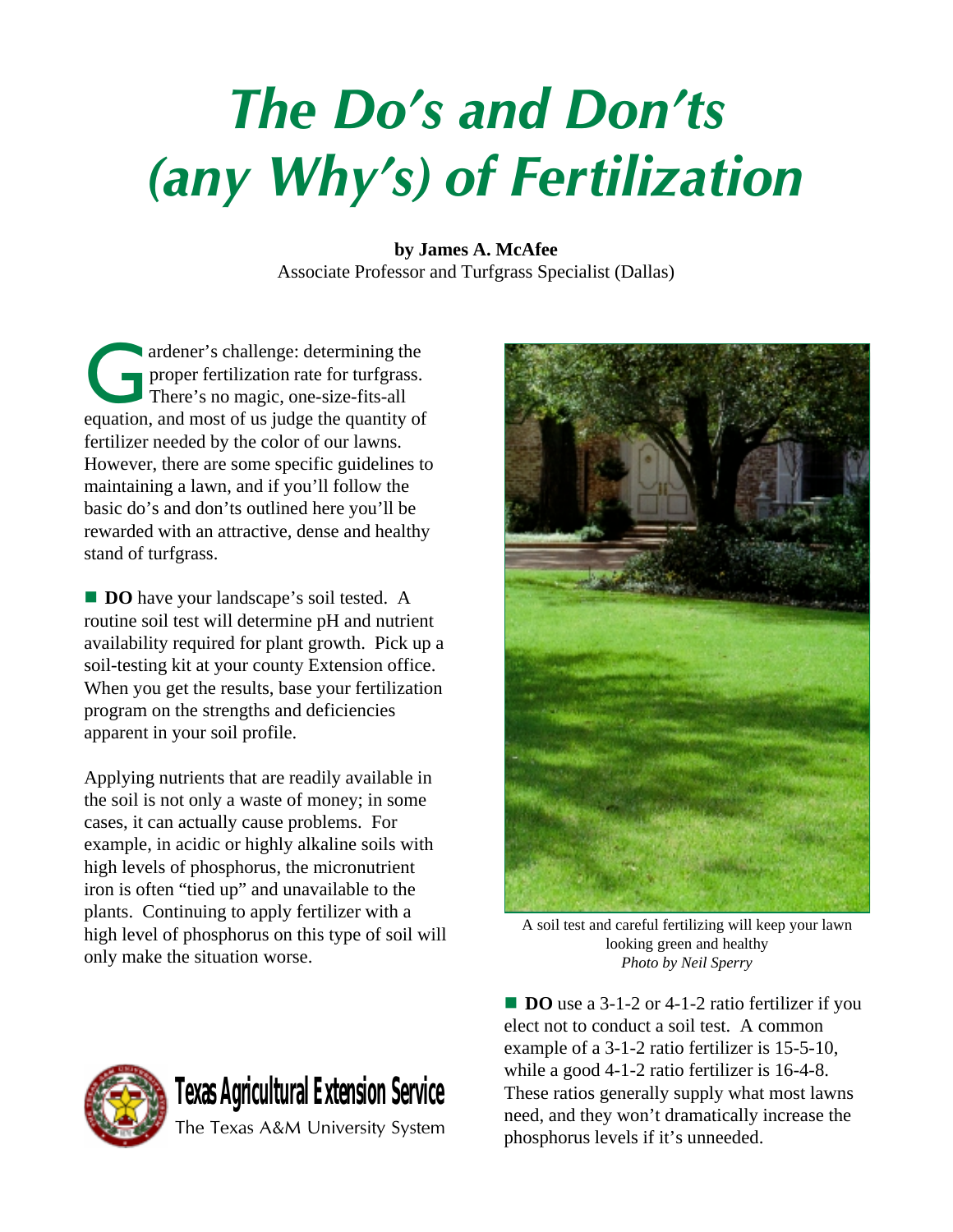# The Do's and Don'ts (any Why's) of Fertilization

**by James A. McAfee**
Associate Professor and Turfgrass Specialist (Dallas)

Gardener's challenge: determining the proper fertilization rate for turfgrass. There's no magic, one-size-fits-all equation, and most of us judge the quantity of fertilizer needed by the color of our lawns. However, there are some specific guidelines to maintaining a lawn, and if you'll follow the basic do's and don'ts outlined here you'll be rewarded with an attractive, dense and healthy stand of turfgrass.

■ **DO** have your landscape's soil tested. A routine soil test will determine pH and nutrient availability required for plant growth. Pick up a soil-testing kit at your county Extension office. When you get the results, base your fertilization program on the strengths and deficiencies apparent in your soil profile.

Applying nutrients that are readily available in the soil is not only a waste of money; in some cases, it can actually cause problems. For example, in acidic or highly alkaline soils with high levels of phosphorus, the micronutrient iron is often "tied up" and unavailable to the plants. Continuing to apply fertilizer with a high level of phosphorus on this type of soil will only make the situation worse.

A soil test and careful fertilizing will keep your lawn looking green and healthy
*Photo by Neil Sperry*

■ **DO** use a 3-1-2 or 4-1-2 ratio fertilizer if you elect not to conduct a soil test. A common example of a 3-1-2 ratio fertilizer is 15-5-10, while a good 4-1-2 ratio fertilizer is 16-4-8. These ratios generally supply what most lawns need, and they won't dramatically increase the phosphorus levels if it's unneeded.

Texas Agricultural Extension Service
The Texas A&M University System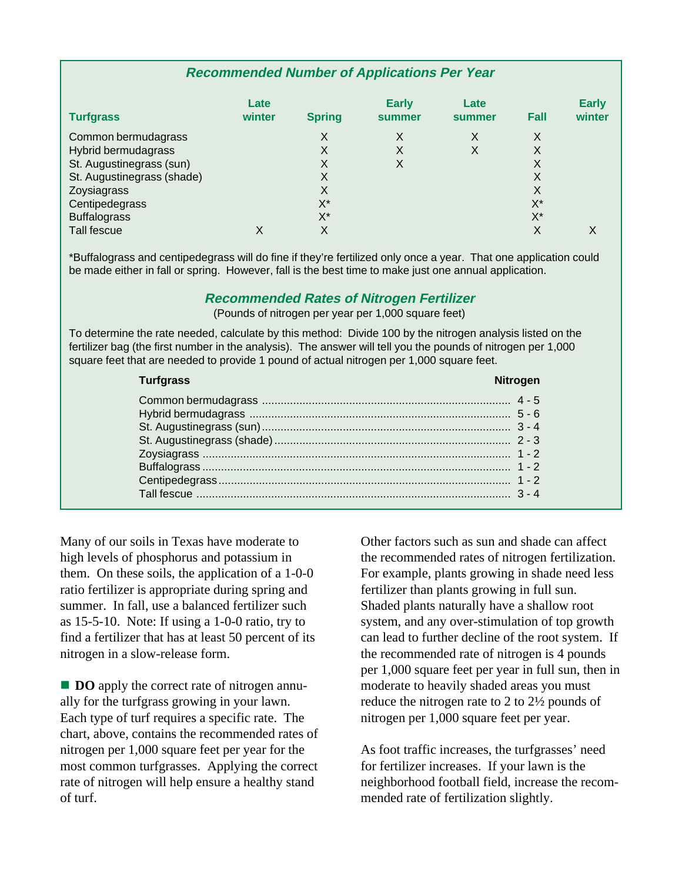### *Recommended Number of Applications Per Year*

| Turfgrass | Late winter | Spring | Early summer | Late summer | Fall | Early winter |
|---|---|---|---|---|---|---|
| Common bermudagrass | | X | X | X | X | |
| Hybrid bermudagrass | | X | X | X | X | |
| St. Augustinegrass (sun) | | X | X | | X | |
| St. Augustinegrass (shade) | | X | | | X | |
| Zoysiagrass | | X | | | X | |
| Centipedegrass | | X* | | | X* | |
| Buffalograss | | X* | | | X* | |
| Tall fescue | X | X | | | X | X |

*Buffalograss and centipedegrass will do fine if they're fertilized only once a year. That one application could be made either in fall or spring. However, fall is the best time to make just one annual application.

### *Recommended Rates of Nitrogen Fertilizer*

(Pounds of nitrogen per year per 1,000 square feet)

To determine the rate needed, calculate by this method: Divide 100 by the nitrogen analysis listed on the fertilizer bag (the first number in the analysis). The answer will tell you the pounds of nitrogen per 1,000 square feet that are needed to provide 1 pound of actual nitrogen per 1,000 square feet.

| Turfgrass | Nitrogen |
|---|---|
| Common bermudagrass | 4 - 5 |
| Hybrid bermudagrass | 5 - 6 |
| St. Augustinegrass (sun) | 3 - 4 |
| St. Augustinegrass (shade) | 2 - 3 |
| Zoysiagrass | 1 - 2 |
| Buffalograss | 1 - 2 |
| Centipedegrass | 1 - 2 |
| Tall fescue | 3 - 4 |

Many of our soils in Texas have moderate to high levels of phosphorus and potassium in them. On these soils, the application of a 1-0-0 ratio fertilizer is appropriate during spring and summer. In fall, use a balanced fertilizer such as 15-5-10. Note: If using a 1-0-0 ratio, try to find a fertilizer that has at least 50 percent of its nitrogen in a slow-release form.

■ **DO** apply the correct rate of nitrogen annually for the turfgrass growing in your lawn. Each type of turf requires a specific rate. The chart, above, contains the recommended rates of nitrogen per 1,000 square feet per year for the most common turfgrasses. Applying the correct rate of nitrogen will help ensure a healthy stand of turf.

Other factors such as sun and shade can affect the recommended rates of nitrogen fertilization. For example, plants growing in shade need less fertilizer than plants growing in full sun. Shaded plants naturally have a shallow root system, and any over-stimulation of top growth can lead to further decline of the root system. If the recommended rate of nitrogen is 4 pounds per 1,000 square feet per year in full sun, then in moderate to heavily shaded areas you must reduce the nitrogen rate to 2 to 2½ pounds of nitrogen per 1,000 square feet per year.

As foot traffic increases, the turfgrasses' need for fertilizer increases. If your lawn is the neighborhood football field, increase the recommended rate of fertilization slightly.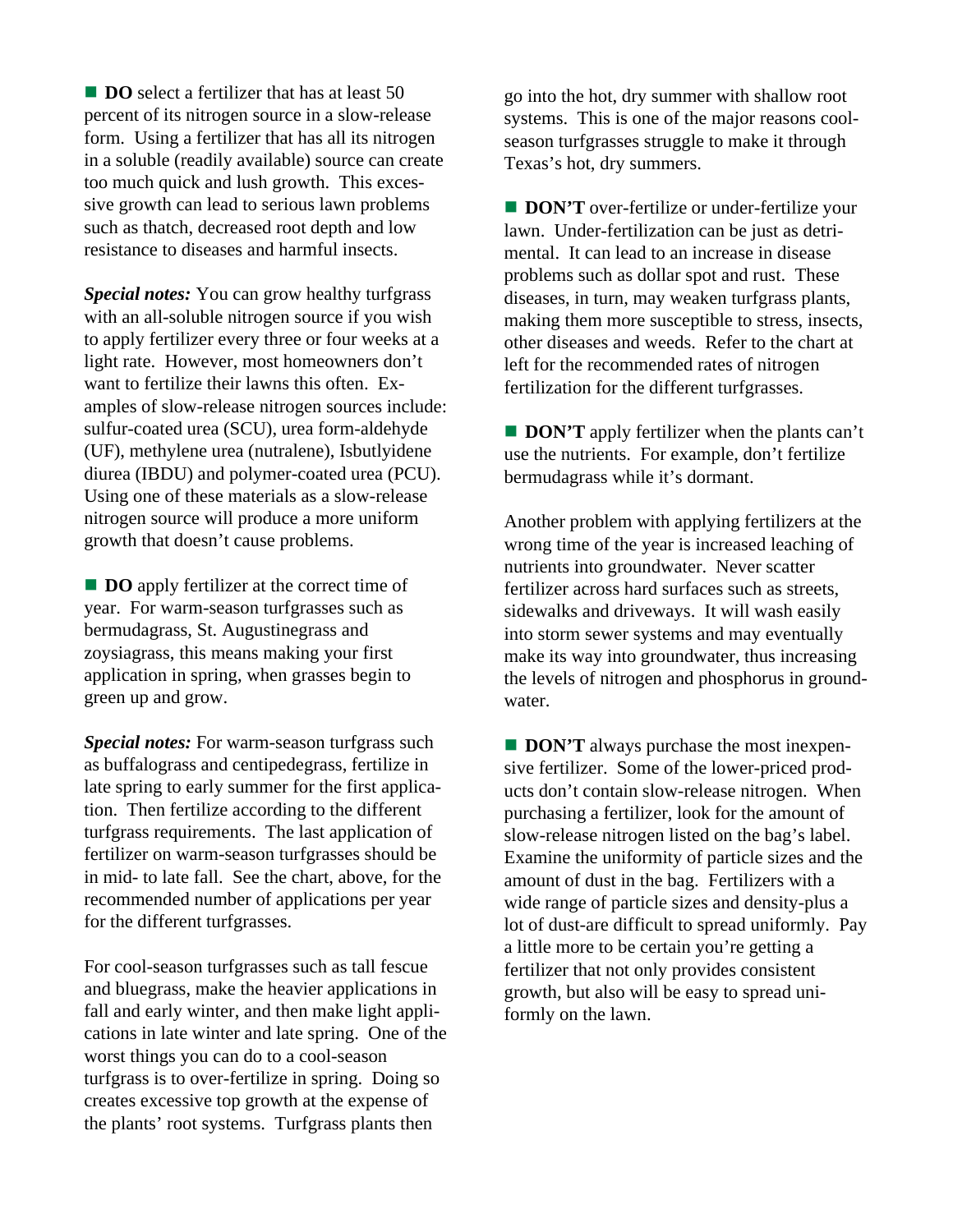■ **DO** select a fertilizer that has at least 50 percent of its nitrogen source in a slow-release form. Using a fertilizer that has all its nitrogen in a soluble (readily available) source can create too much quick and lush growth. This excessive growth can lead to serious lawn problems such as thatch, decreased root depth and low resistance to diseases and harmful insects.

***Special notes:*** You can grow healthy turfgrass with an all-soluble nitrogen source if you wish to apply fertilizer every three or four weeks at a light rate. However, most homeowners don't want to fertilize their lawns this often. Examples of slow-release nitrogen sources include: sulfur-coated urea (SCU), urea form-aldehyde (UF), methylene urea (nutralene), Isbutlyidene diurea (IBDU) and polymer-coated urea (PCU). Using one of these materials as a slow-release nitrogen source will produce a more uniform growth that doesn't cause problems.

■ **DO** apply fertilizer at the correct time of year. For warm-season turfgrasses such as bermudagrass, St. Augustinegrass and zoysiagrass, this means making your first application in spring, when grasses begin to green up and grow.

***Special notes:*** For warm-season turfgrass such as buffalograss and centipedegrass, fertilize in late spring to early summer for the first application. Then fertilize according to the different turfgrass requirements. The last application of fertilizer on warm-season turfgrasses should be in mid- to late fall. See the chart, above, for the recommended number of applications per year for the different turfgrasses.

For cool-season turfgrasses such as tall fescue and bluegrass, make the heavier applications in fall and early winter, and then make light applications in late winter and late spring. One of the worst things you can do to a cool-season turfgrass is to over-fertilize in spring. Doing so creates excessive top growth at the expense of the plants' root systems. Turfgrass plants then go into the hot, dry summer with shallow root systems. This is one of the major reasons cool-season turfgrasses struggle to make it through Texas's hot, dry summers.

■ **DON'T** over-fertilize or under-fertilize your lawn. Under-fertilization can be just as detrimental. It can lead to an increase in disease problems such as dollar spot and rust. These diseases, in turn, may weaken turfgrass plants, making them more susceptible to stress, insects, other diseases and weeds. Refer to the chart at left for the recommended rates of nitrogen fertilization for the different turfgrasses.

■ **DON'T** apply fertilizer when the plants can't use the nutrients. For example, don't fertilize bermudagrass while it's dormant.

Another problem with applying fertilizers at the wrong time of the year is increased leaching of nutrients into groundwater. Never scatter fertilizer across hard surfaces such as streets, sidewalks and driveways. It will wash easily into storm sewer systems and may eventually make its way into groundwater, thus increasing the levels of nitrogen and phosphorus in groundwater.

■ **DON'T** always purchase the most inexpensive fertilizer. Some of the lower-priced products don't contain slow-release nitrogen. When purchasing a fertilizer, look for the amount of slow-release nitrogen listed on the bag's label. Examine the uniformity of particle sizes and the amount of dust in the bag. Fertilizers with a wide range of particle sizes and density-plus a lot of dust-are difficult to spread uniformly. Pay a little more to be certain you're getting a fertilizer that not only provides consistent growth, but also will be easy to spread uniformly on the lawn.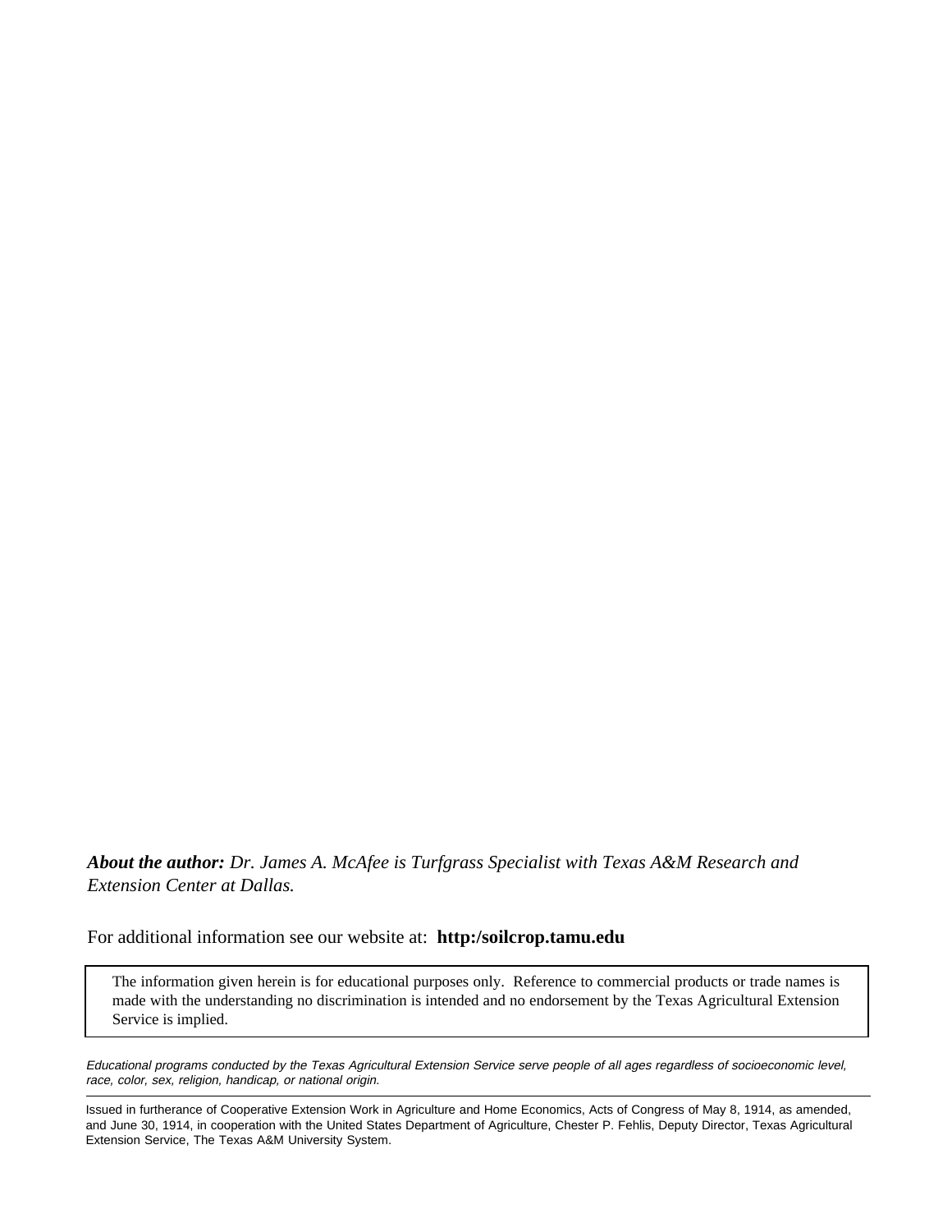***About the author:*** *Dr. James A. McAfee is Turfgrass Specialist with Texas A&M Research and Extension Center at Dallas.*

For additional information see our website at: **http:/soilcrop.tamu.edu**

The information given herein is for educational purposes only. Reference to commercial products or trade names is made with the understanding no discrimination is intended and no endorsement by the Texas Agricultural Extension Service is implied.

*Educational programs conducted by the Texas Agricultural Extension Service serve people of all ages regardless of socioeconomic level, race, color, sex, religion, handicap, or national origin.*

Issued in furtherance of Cooperative Extension Work in Agriculture and Home Economics, Acts of Congress of May 8, 1914, as amended, and June 30, 1914, in cooperation with the United States Department of Agriculture, Chester P. Fehlis, Deputy Director, Texas Agricultural Extension Service, The Texas A&M University System.